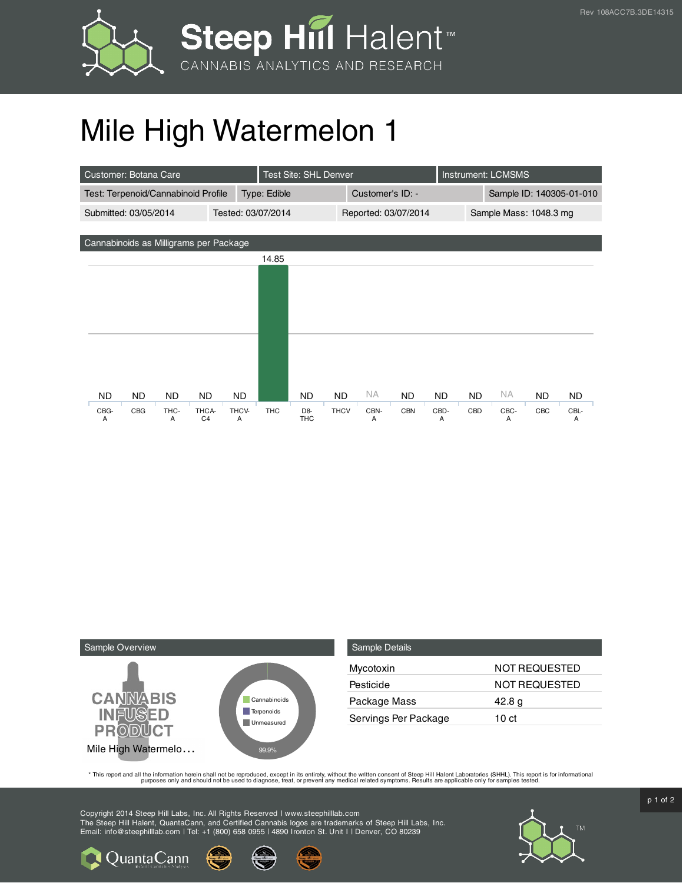# Mile High Watermelon 1

| Customer: Botana Care | Test Site: SHL Denver | Instrument: LCMSMS | |
|---|---|---|---|
| Test: Terpenoid/Cannabinoid Profile | Type: Edible | Customer's ID: - | Sample ID: 140305-01-010 |
| Submitted: 03/05/2014 | Tested: 03/07/2014 | Reported: 03/07/2014 | Sample Mass: 1048.3 mg |

## Cannabinoids as Milligrams per Package

| CBG-A | CBG | THC-A | THCA-C4 | THCV-A | THC | D8-THC | THCV | CBN-A | CBN | CBD-A | CBD | CBC-A | CBC | CBL-A |
|---|---|---|---|---|---|---|---|---|---|---|---|---|---|---|
| ND | ND | ND | ND | ND | 14.85 | ND | ND | NA | ND | ND | ND | NA | ND | ND |

## Sample Overview

CANNABIS INFUSED PRODUCT

Mile High Watermelo…

Cannabinoids
Terpenoids
Unmeasured

99.9%

## Sample Details

| | |
|---|---|
| Mycotoxin | NOT REQUESTED |
| Pesticide | NOT REQUESTED |
| Package Mass | 42.8 g |
| Servings Per Package | 10 ct |

\* This report and all the information herein shall not be reproduced, except in its entirety, without the written consent of Steep Hill Halent Laboratories (SHHL). This report is for informational purposes only and should not be used to diagnose, treat, or prevent any medical related symptoms. Results are applicable only for samples tested.

Copyright 2014 Steep Hill Labs, Inc. All Rights Reserved | www.steephilllab.com
The Steep Hill Halent, QuantaCann, and Certified Cannabis logos are trademarks of Steep Hill Labs, Inc.
Email: info@steephilllab.com | Tel: +1 (800) 658 0955 | 4890 Ironton St. Unit I | Denver, CO 80239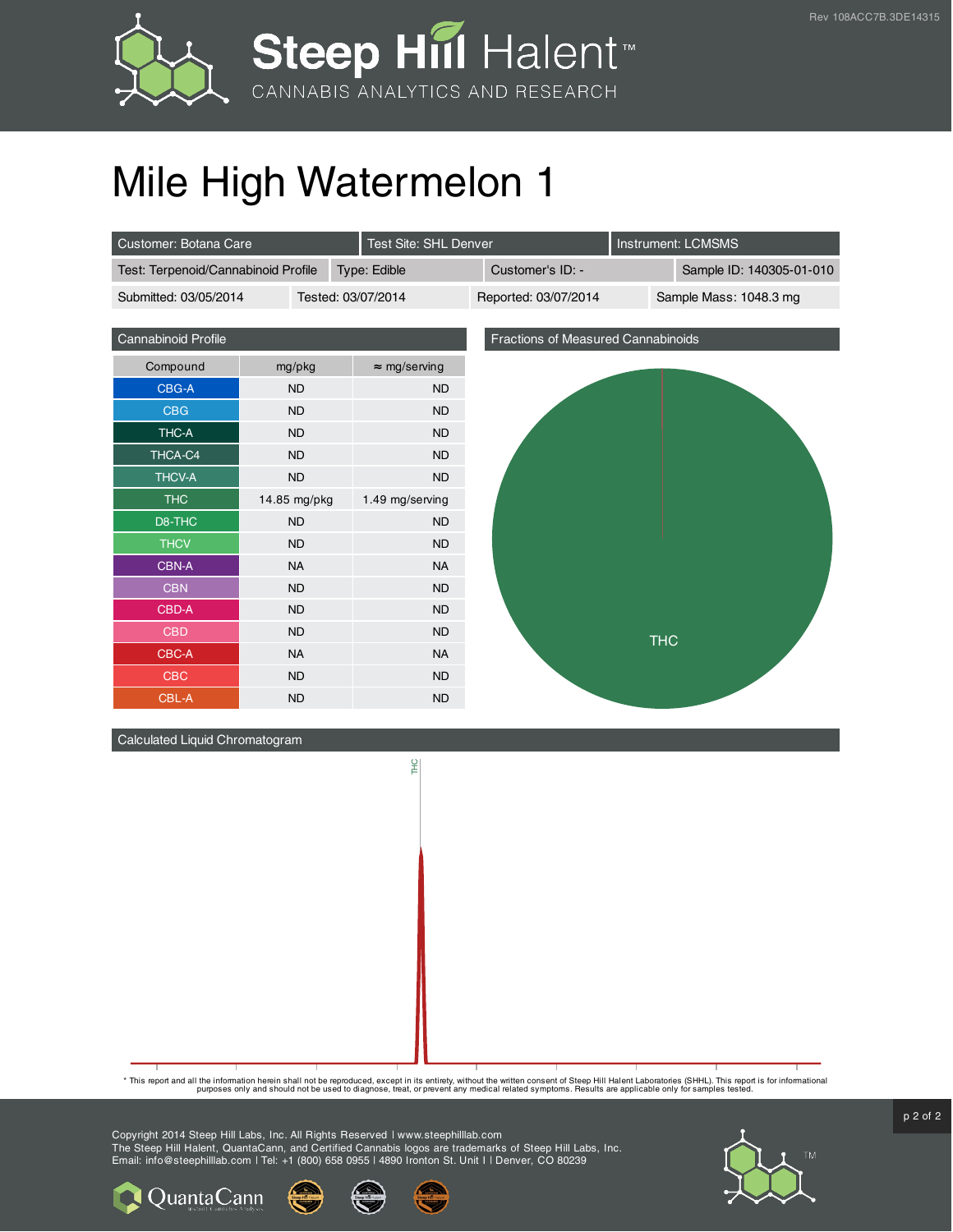# Mile High Watermelon 1

| | | |
|---|---|---|
| Customer: Botana Care | Test Site: SHL Denver | Instrument: LCMSMS |

| | | | |
|---|---|---|---|
| Test: Terpenoid/Cannabinoid Profile | Type: Edible | Customer's ID: - | Sample ID: 140305-01-010 |
| Submitted: 03/05/2014 | Tested: 03/07/2014 | Reported: 03/07/2014 | Sample Mass: 1048.3 mg |

## Cannabinoid Profile

| Compound | mg/pkg | ≈ mg/serving |
|---|---|---|
| CBG-A | ND | ND |
| CBG | ND | ND |
| THC-A | ND | ND |
| THCA-C4 | ND | ND |
| THCV-A | ND | ND |
| THC | 14.85 mg/pkg | 1.49 mg/serving |
| D8-THC | ND | ND |
| THCV | ND | ND |
| CBN-A | NA | NA |
| CBN | ND | ND |
| CBD-A | ND | ND |
| CBD | ND | ND |
| CBC-A | NA | NA |
| CBC | ND | ND |
| CBL-A | ND | ND |

## Fractions of Measured Cannabinoids

THC

## Calculated Liquid Chromatogram

THC

* This report and all the information herein shall not be reproduced, except in its entirety, without the written consent of Steep Hill Halent Laboratories (SHHL). This report is for informational purposes only and should not be used to diagnose, treat, or prevent any medical related symptoms. Results are applicable only for samples tested.

Copyright 2014 Steep Hill Labs, Inc. All Rights Reserved | www.steephilllab.com
The Steep Hill Halent, QuantaCann, and Certified Cannabis logos are trademarks of Steep Hill Labs, Inc.
Email: info@steephilllab.com | Tel: +1 (800) 658 0955 | 4890 Ironton St. Unit I | Denver, CO 80239